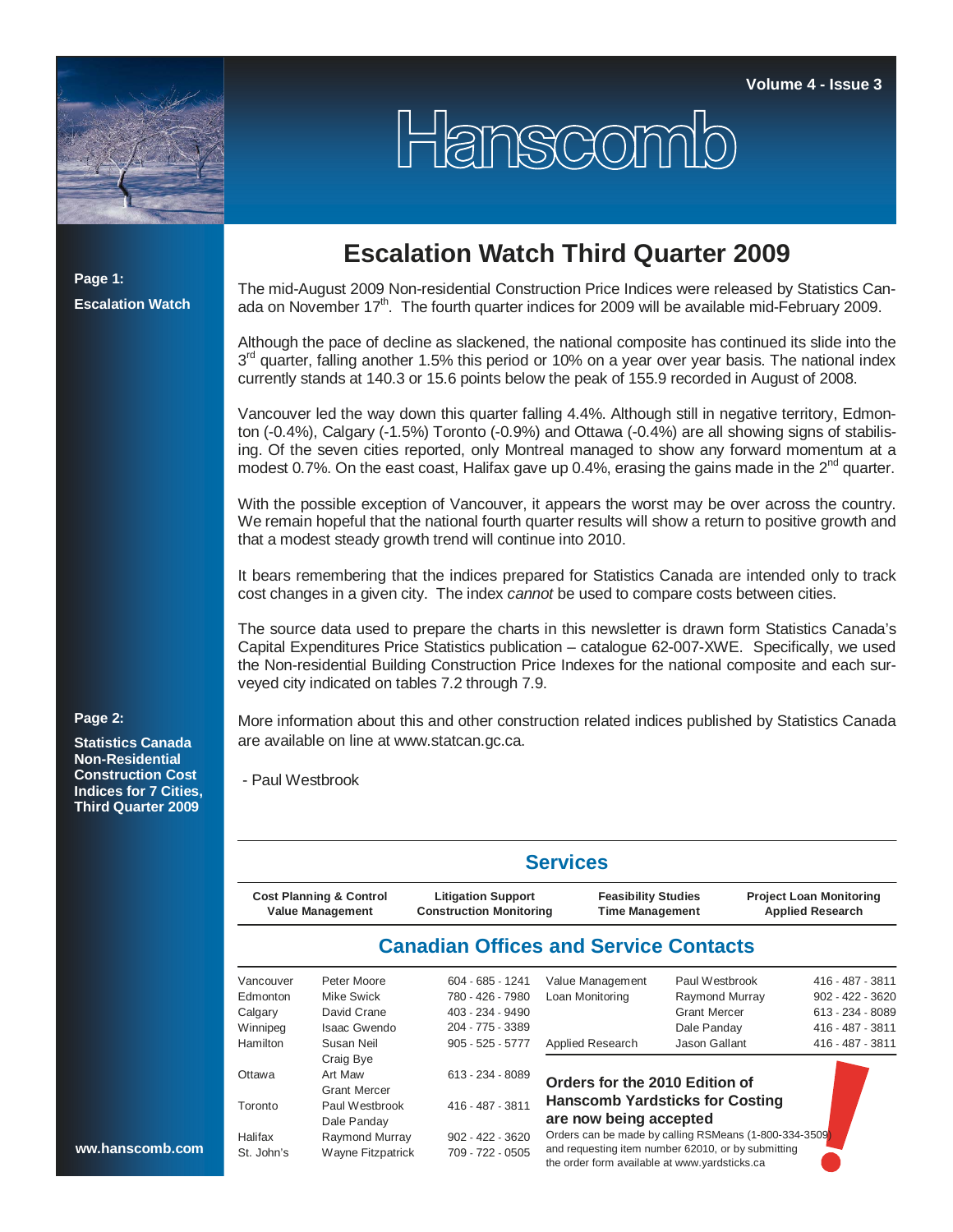Volume 4 - Issue 3

# Hanscomb

**Page 1:**

**Escalation Watch**

**Page 2:**

**Statistics Canada Non-Residential Construction Cost Indices for 7 Cities, Third Quarter 2009**

## Escalation Watch Third Quarter 2009

The mid-August 2009 Non-residential Construction Price Indices were released by Statistics Canada on November 17th. The fourth quarter indices for 2009 will be available mid-February 2009.

Although the pace of decline as slackened, the national composite has continued its slide into the 3rd quarter, falling another 1.5% this period or 10% on a year over year basis. The national index currently stands at 140.3 or 15.6 points below the peak of 155.9 recorded in August of 2008.

Vancouver led the way down this quarter falling 4.4%. Although still in negative territory, Edmonton (-0.4%), Calgary (-1.5%) Toronto (-0.9%) and Ottawa (-0.4%) are all showing signs of stabilising. Of the seven cities reported, only Montreal managed to show any forward momentum at a modest 0.7%. On the east coast, Halifax gave up 0.4%, erasing the gains made in the 2nd quarter.

With the possible exception of Vancouver, it appears the worst may be over across the country. We remain hopeful that the national fourth quarter results will show a return to positive growth and that a modest steady growth trend will continue into 2010.

It bears remembering that the indices prepared for Statistics Canada are intended only to track cost changes in a given city. The index *cannot* be used to compare costs between cities.

The source data used to prepare the charts in this newsletter is drawn form Statistics Canada's Capital Expenditures Price Statistics publication – catalogue 62-007-XWE. Specifically, we used the Non-residential Building Construction Price Indexes for the national composite and each surveyed city indicated on tables 7.2 through 7.9.

More information about this and other construction related indices published by Statistics Canada are available on line at www.statcan.gc.ca.

- Paul Westbrook

## Services

| | | | |
|---|---|---|---|
| **Cost Planning & Control** | **Litigation Support** | **Feasibility Studies** | **Project Loan Monitoring** |
| **Value Management** | **Construction Monitoring** | **Time Management** | **Applied Research** |

## Canadian Offices and Service Contacts

| | | |
|---|---|---|
| Vancouver | Peter Moore | 604 - 685 - 1241 |
| Edmonton | Mike Swick | 780 - 426 - 7980 |
| Calgary | David Crane | 403 - 234 - 9490 |
| Winnipeg | Isaac Gwendo | 204 - 775 - 3389 |
| Hamilton | Susan Neil<br>Craig Bye | 905 - 525 - 5777 |
| Ottawa | Art Maw<br>Grant Mercer | 613 - 234 - 8089 |
| Toronto | Paul Westbrook<br>Dale Panday | 416 - 487 - 3811 |
| Halifax | Raymond Murray | 902 - 422 - 3620 |
| St. John's | Wayne Fitzpatrick | 709 - 722 - 0505 |

| | | |
|---|---|---|
| Value Management | Paul Westbrook | 416 - 487 - 3811 |
| Loan Monitoring | Raymond Murray | 902 - 422 - 3620 |
| | Grant Mercer | 613 - 234 - 8089 |
| | Dale Panday | 416 - 487 - 3811 |
| Applied Research | Jason Gallant | 416 - 487 - 3811 |

**Orders for the 2010 Edition of Hanscomb Yardsticks for Costing are now being accepted**

Orders can be made by calling RSMeans (1-800-334-3509) and requesting item number 62010, or by submitting the order form available at www.yardsticks.ca

ww.hanscomb.com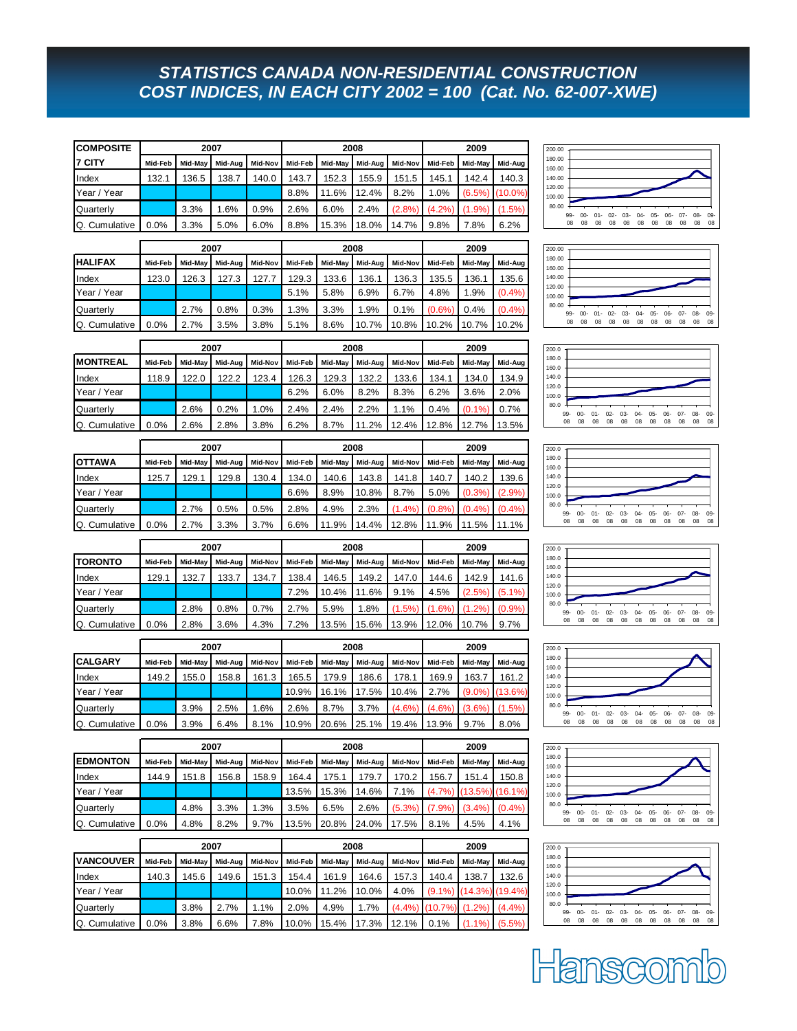# STATISTICS CANADA NON-RESIDENTIAL CONSTRUCTION COST INDICES, IN EACH CITY 2002 = 100 (Cat. No. 62-007-XWE)

| COMPOSITE | 2007 | | | | 2008 | | | | 2009 | | |
|---|---|---|---|---|---|---|---|---|---|---|---|
| 7 CITY | Mid-Feb | Mid-May | Mid-Aug | Mid-Nov | Mid-Feb | Mid-May | Mid-Aug | Mid-Nov | Mid-Feb | Mid-May | Mid-Aug |
| Index | 132.1 | 136.5 | 138.7 | 140.0 | 143.7 | 152.3 | 155.9 | 151.5 | 145.1 | 142.4 | 140.3 |
| Year / Year | | | | | 8.8% | 11.6% | 12.4% | 8.2% | 1.0% | (6.5%) | (10.0%) |
| Quarterly | | 3.3% | 1.6% | 0.9% | 2.6% | 6.0% | 2.4% | (2.8%) | (4.2%) | (1.9%) | (1.5%) |
| Q. Cumulative | 0.0% | 3.3% | 5.0% | 6.0% | 8.8% | 15.3% | 18.0% | 14.7% | 9.8% | 7.8% | 6.2% |

200.00
180.00
160.00
140.00
120.00
100.00
80.00
99-08 00-08 01-08 02-08 03-08 04-08 05-08 06-08 07-08 08-08 09-08

| | 2007 | | | | 2008 | | | | 2009 | | |
|---|---|---|---|---|---|---|---|---|---|---|---|
| HALIFAX | Mid-Feb | Mid-May | Mid-Aug | Mid-Nov | Mid-Feb | Mid-May | Mid-Aug | Mid-Nov | Mid-Feb | Mid-May | Mid-Aug |
| Index | 123.0 | 126.3 | 127.3 | 127.7 | 129.3 | 133.6 | 136.1 | 136.3 | 135.5 | 136.1 | 135.6 |
| Year / Year | | | | | 5.1% | 5.8% | 6.9% | 6.7% | 4.8% | 1.9% | (0.4%) |
| Quarterly | | 2.7% | 0.8% | 0.3% | 1.3% | 3.3% | 1.9% | 0.1% | (0.6%) | 0.4% | (0.4%) |
| Q. Cumulative | 0.0% | 2.7% | 3.5% | 3.8% | 5.1% | 8.6% | 10.7% | 10.8% | 10.2% | 10.7% | 10.2% |

200.00
180.00
160.00
140.00
120.00
100.00
80.00
99-08 00-08 01-08 02-08 03-08 04-08 05-08 06-08 07-08 08-08 09-08

| | 2007 | | | | 2008 | | | | 2009 | | |
|---|---|---|---|---|---|---|---|---|---|---|---|
| MONTREAL | Mid-Feb | Mid-May | Mid-Aug | Mid-Nov | Mid-Feb | Mid-May | Mid-Aug | Mid-Nov | Mid-Feb | Mid-May | Mid-Aug |
| Index | 118.9 | 122.0 | 122.2 | 123.4 | 126.3 | 129.3 | 132.2 | 133.6 | 134.1 | 134.0 | 134.9 |
| Year / Year | | | | | 6.2% | 6.0% | 8.2% | 8.3% | 6.2% | 3.6% | 2.0% |
| Quarterly | | 2.6% | 0.2% | 1.0% | 2.4% | 2.4% | 2.2% | 1.1% | 0.4% | (0.1%) | 0.7% |
| Q. Cumulative | 0.0% | 2.6% | 2.8% | 3.8% | 6.2% | 8.7% | 11.2% | 12.4% | 12.8% | 12.7% | 13.5% |

200.0
180.0
160.0
140.0
120.0
100.0
80.0
99-08 00-08 01-08 02-08 03-08 04-08 05-08 06-08 07-08 08-08 09-08

| | 2007 | | | | 2008 | | | | 2009 | | |
|---|---|---|---|---|---|---|---|---|---|---|---|
| OTTAWA | Mid-Feb | Mid-May | Mid-Aug | Mid-Nov | Mid-Feb | Mid-May | Mid-Aug | Mid-Nov | Mid-Feb | Mid-May | Mid-Aug |
| Index | 125.7 | 129.1 | 129.8 | 130.4 | 134.0 | 140.6 | 143.8 | 141.8 | 140.7 | 140.2 | 139.6 |
| Year / Year | | | | | 6.6% | 8.9% | 10.8% | 8.7% | 5.0% | (0.3%) | (2.9%) |
| Quarterly | | 2.7% | 0.5% | 0.5% | 2.8% | 4.9% | 2.3% | (1.4%) | (0.8%) | (0.4%) | (0.4%) |
| Q. Cumulative | 0.0% | 2.7% | 3.3% | 3.7% | 6.6% | 11.9% | 14.4% | 12.8% | 11.9% | 11.5% | 11.1% |

200.0
180.0
160.0
140.0
120.0
100.0
80.0
99-08 00-08 01-08 02-08 03-08 04-08 05-08 06-08 07-08 08-08 09-08

| | 2007 | | | | 2008 | | | | 2009 | | |
|---|---|---|---|---|---|---|---|---|---|---|---|
| TORONTO | Mid-Feb | Mid-May | Mid-Aug | Mid-Nov | Mid-Feb | Mid-May | Mid-Aug | Mid-Nov | Mid-Feb | Mid-May | Mid-Aug |
| Index | 129.1 | 132.7 | 133.7 | 134.7 | 138.4 | 146.5 | 149.2 | 147.0 | 144.6 | 142.9 | 141.6 |
| Year / Year | | | | | 7.2% | 10.4% | 11.6% | 9.1% | 4.5% | (2.5%) | (5.1%) |
| Quarterly | | 2.8% | 0.8% | 0.7% | 2.7% | 5.9% | 1.8% | (1.5%) | (1.6%) | (1.2%) | (0.9%) |
| Q. Cumulative | 0.0% | 2.8% | 3.6% | 4.3% | 7.2% | 13.5% | 15.6% | 13.9% | 12.0% | 10.7% | 9.7% |

200.0
180.0
160.0
140.0
120.0
100.0
80.0
99-08 00-08 01-08 02-08 03-08 04-08 05-08 06-08 07-08 08-08 09-08

| | 2007 | | | | 2008 | | | | 2009 | | |
|---|---|---|---|---|---|---|---|---|---|---|---|
| CALGARY | Mid-Feb | Mid-May | Mid-Aug | Mid-Nov | Mid-Feb | Mid-May | Mid-Aug | Mid-Nov | Mid-Feb | Mid-May | Mid-Aug |
| Index | 149.2 | 155.0 | 158.8 | 161.3 | 165.5 | 179.9 | 186.6 | 178.1 | 169.9 | 163.7 | 161.2 |
| Year / Year | | | | | 10.9% | 16.1% | 17.5% | 10.4% | 2.7% | (9.0%) | (13.6%) |
| Quarterly | | 3.9% | 2.5% | 1.6% | 2.6% | 8.7% | 3.7% | (4.6%) | (4.6%) | (3.6%) | (1.5%) |
| Q. Cumulative | 0.0% | 3.9% | 6.4% | 8.1% | 10.9% | 20.6% | 25.1% | 19.4% | 13.9% | 9.7% | 8.0% |

200.0
180.0
160.0
140.0
120.0
100.0
80.0
99-08 00-08 01-08 02-08 03-08 04-08 05-08 06-08 07-08 08-08 09-08

| | 2007 | | | | 2008 | | | | 2009 | | |
|---|---|---|---|---|---|---|---|---|---|---|---|
| EDMONTON | Mid-Feb | Mid-May | Mid-Aug | Mid-Nov | Mid-Feb | Mid-May | Mid-Aug | Mid-Nov | Mid-Feb | Mid-May | Mid-Aug |
| Index | 144.9 | 151.8 | 156.8 | 158.9 | 164.4 | 175.1 | 179.7 | 170.2 | 156.7 | 151.4 | 150.8 |
| Year / Year | | | | | 13.5% | 15.3% | 14.6% | 7.1% | (4.7%) | (13.5%) | (16.1%) |
| Quarterly | | 4.8% | 3.3% | 1.3% | 3.5% | 6.5% | 2.6% | (5.3%) | (7.9%) | (3.4%) | (0.4%) |
| Q. Cumulative | 0.0% | 4.8% | 8.2% | 9.7% | 13.5% | 20.8% | 24.0% | 17.5% | 8.1% | 4.5% | 4.1% |

200.0
180.0
160.0
140.0
120.0
100.0
80.0
99-08 00-08 01-08 02-08 03-08 04-08 05-08 06-08 07-08 08-08 09-08

| | 2007 | | | | 2008 | | | | 2009 | | |
|---|---|---|---|---|---|---|---|---|---|---|---|
| VANCOUVER | Mid-Feb | Mid-May | Mid-Aug | Mid-Nov | Mid-Feb | Mid-May | Mid-Aug | Mid-Nov | Mid-Feb | Mid-May | Mid-Aug |
| Index | 140.3 | 145.6 | 149.6 | 151.3 | 154.4 | 161.9 | 164.6 | 157.3 | 140.4 | 138.7 | 132.6 |
| Year / Year | | | | | 10.0% | 11.2% | 10.0% | 4.0% | (9.1%) | (14.3%) | (19.4%) |
| Quarterly | | 3.8% | 2.7% | 1.1% | 2.0% | 4.9% | 1.7% | (4.4%) | (10.7%) | (1.2%) | (4.4%) |
| Q. Cumulative | 0.0% | 3.8% | 6.6% | 7.8% | 10.0% | 15.4% | 17.3% | 12.1% | 0.1% | (1.1%) | (5.5%) |

200.0
180.0
160.0
140.0
120.0
100.0
80.0
99-08 00-08 01-08 02-08 03-08 04-08 05-08 06-08 07-08 08-08 09-08

Hanscomb